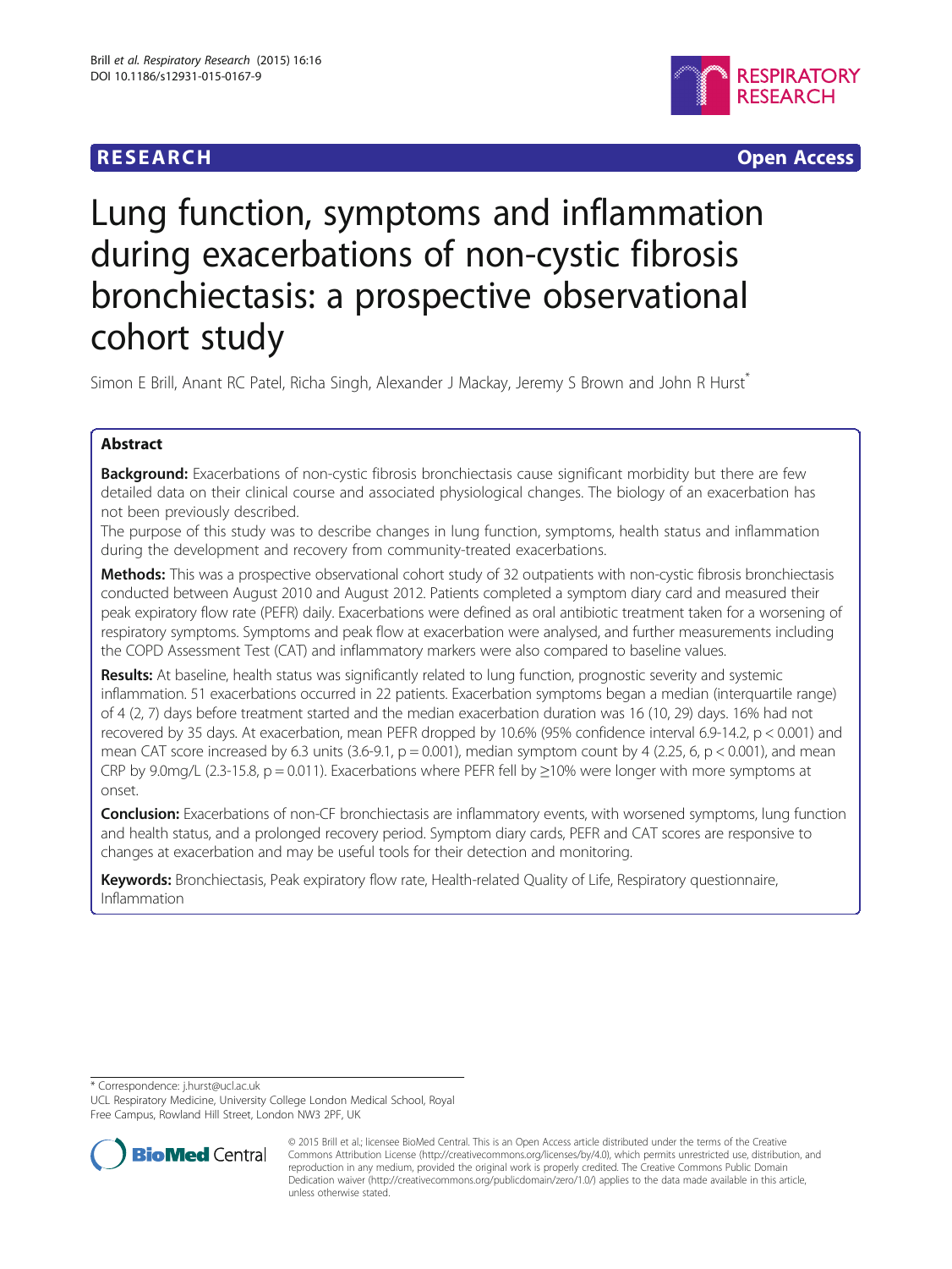**RESEARCH Open Access**

# Lung function, symptoms and inflammation during exacerbations of non-cystic fibrosis bronchiectasis: a prospective observational cohort study

Simon E Brill, Anant RC Patel, Richa Singh, Alexander J Mackay, Jeremy S Brown and John R Hurst*

## Abstract

**Background:** Exacerbations of non-cystic fibrosis bronchiectasis cause significant morbidity but there are few detailed data on their clinical course and associated physiological changes. The biology of an exacerbation has not been previously described.

The purpose of this study was to describe changes in lung function, symptoms, health status and inflammation during the development and recovery from community-treated exacerbations.

**Methods:** This was a prospective observational cohort study of 32 outpatients with non-cystic fibrosis bronchiectasis conducted between August 2010 and August 2012. Patients completed a symptom diary card and measured their peak expiratory flow rate (PEFR) daily. Exacerbations were defined as oral antibiotic treatment taken for a worsening of respiratory symptoms. Symptoms and peak flow at exacerbation were analysed, and further measurements including the COPD Assessment Test (CAT) and inflammatory markers were also compared to baseline values.

**Results:** At baseline, health status was significantly related to lung function, prognostic severity and systemic inflammation. 51 exacerbations occurred in 22 patients. Exacerbation symptoms began a median (interquartile range) of 4 (2, 7) days before treatment started and the median exacerbation duration was 16 (10, 29) days. 16% had not recovered by 35 days. At exacerbation, mean PEFR dropped by 10.6% (95% confidence interval 6.9-14.2, $p < 0.001$) and mean CAT score increased by 6.3 units (3.6-9.1, $p = 0.001$), median symptom count by 4 (2.25, 6, $p < 0.001$), and mean CRP by 9.0mg/L (2.3-15.8, $p = 0.011$). Exacerbations where PEFR fell by ≥10% were longer with more symptoms at onset.

**Conclusion:** Exacerbations of non-CF bronchiectasis are inflammatory events, with worsened symptoms, lung function and health status, and a prolonged recovery period. Symptom diary cards, PEFR and CAT scores are responsive to changes at exacerbation and may be useful tools for their detection and monitoring.

**Keywords:** Bronchiectasis, Peak expiratory flow rate, Health-related Quality of Life, Respiratory questionnaire, Inflammation

\* Correspondence: j.hurst@ucl.ac.uk
UCL Respiratory Medicine, University College London Medical School, Royal Free Campus, Rowland Hill Street, London NW3 2PF, UK

© 2015 Brill et al.; licensee BioMed Central. This is an Open Access article distributed under the terms of the Creative Commons Attribution License (http://creativecommons.org/licenses/by/4.0), which permits unrestricted use, distribution, and reproduction in any medium, provided the original work is properly credited. The Creative Commons Public Domain Dedication waiver (http://creativecommons.org/publicdomain/zero/1.0/) applies to the data made available in this article, unless otherwise stated.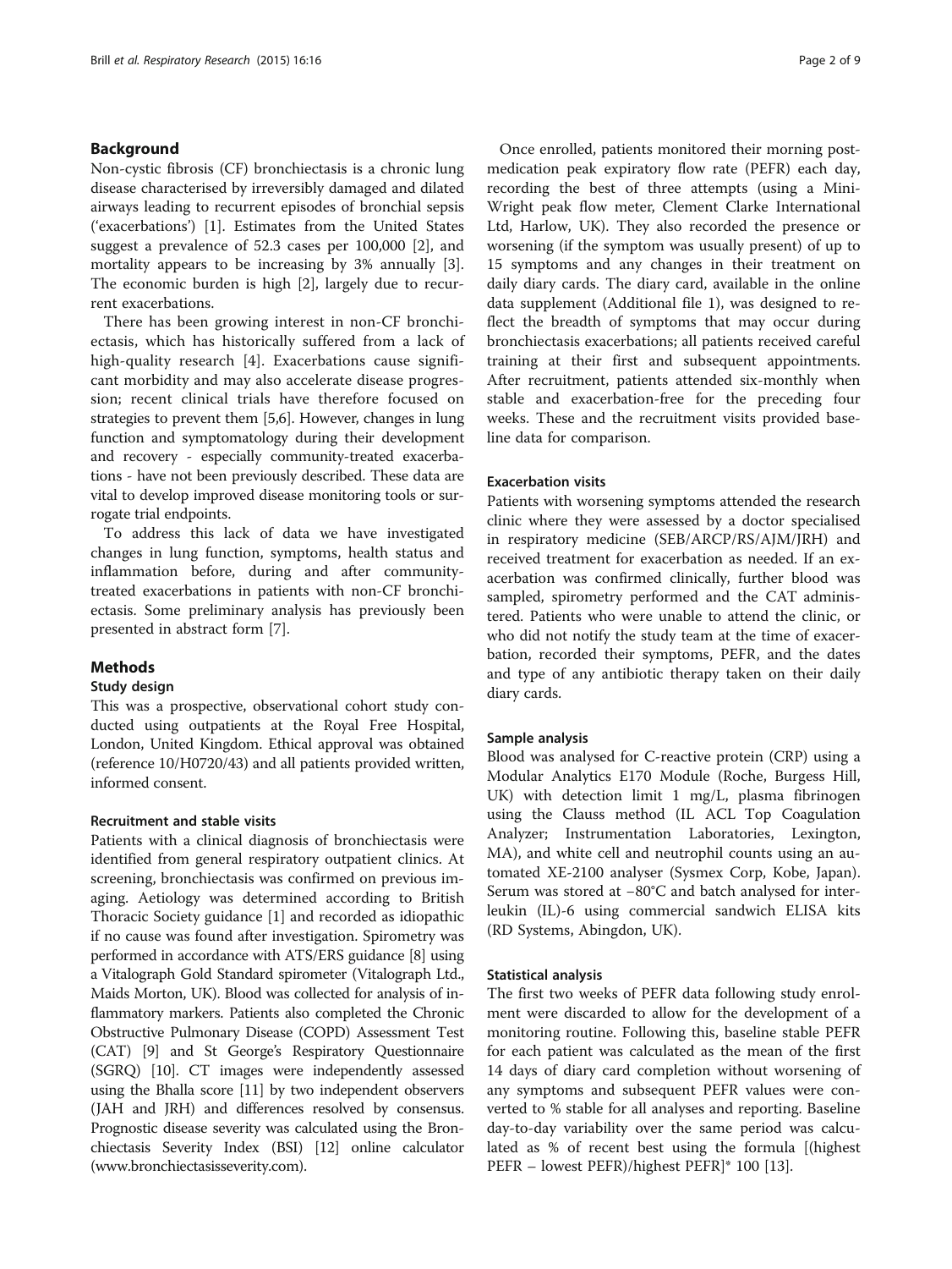## Background

Non-cystic fibrosis (CF) bronchiectasis is a chronic lung disease characterised by irreversibly damaged and dilated airways leading to recurrent episodes of bronchial sepsis ('exacerbations') [1]. Estimates from the United States suggest a prevalence of 52.3 cases per 100,000 [2], and mortality appears to be increasing by 3% annually [3]. The economic burden is high [2], largely due to recurrent exacerbations.

There has been growing interest in non-CF bronchiectasis, which has historically suffered from a lack of high-quality research [4]. Exacerbations cause significant morbidity and may also accelerate disease progression; recent clinical trials have therefore focused on strategies to prevent them [5,6]. However, changes in lung function and symptomatology during their development and recovery - especially community-treated exacerbations - have not been previously described. These data are vital to develop improved disease monitoring tools or surrogate trial endpoints.

To address this lack of data we have investigated changes in lung function, symptoms, health status and inflammation before, during and after community-treated exacerbations in patients with non-CF bronchiectasis. Some preliminary analysis has previously been presented in abstract form [7].

## Methods

### Study design

This was a prospective, observational cohort study conducted using outpatients at the Royal Free Hospital, London, United Kingdom. Ethical approval was obtained (reference 10/H0720/43) and all patients provided written, informed consent.

### Recruitment and stable visits

Patients with a clinical diagnosis of bronchiectasis were identified from general respiratory outpatient clinics. At screening, bronchiectasis was confirmed on previous imaging. Aetiology was determined according to British Thoracic Society guidance [1] and recorded as idiopathic if no cause was found after investigation. Spirometry was performed in accordance with ATS/ERS guidance [8] using a Vitalograph Gold Standard spirometer (Vitalograph Ltd., Maids Moreton, UK). Blood was collected for analysis of inflammatory markers. Patients also completed the Chronic Obstructive Pulmonary Disease (COPD) Assessment Test (CAT) [9] and St George's Respiratory Questionnaire (SGRQ) [10]. CT images were independently assessed using the Bhalla score [11] by two independent observers (JAH and JRH) and differences resolved by consensus. Prognostic disease severity was calculated using the Bronchiectasis Severity Index (BSI) [12] online calculator (www.bronchiectasisseverity.com).

Once enrolled, patients monitored their morning post-medication peak expiratory flow rate (PEFR) each day, recording the best of three attempts (using a Mini-Wright peak flow meter, Clement Clarke International Ltd, Harlow, UK). They also recorded the presence or worsening (if the symptom was usually present) of up to 15 symptoms and any changes in their treatment on daily diary cards. The diary card, available in the online data supplement (Additional file 1), was designed to reflect the breadth of symptoms that may occur during bronchiectasis exacerbations; all patients received careful training at their first and subsequent appointments. After recruitment, patients attended six-monthly when stable and exacerbation-free for the preceding four weeks. These and the recruitment visits provided baseline data for comparison.

### Exacerbation visits

Patients with worsening symptoms attended the research clinic where they were assessed by a doctor specialised in respiratory medicine (SEB/ARCP/RS/AJM/JRH) and received treatment for exacerbation as needed. If an exacerbation was confirmed clinically, further blood was sampled, spirometry performed and the CAT administered. Patients who were unable to attend the clinic, or who did not notify the study team at the time of exacerbation, recorded their symptoms, PEFR, and the dates and type of any antibiotic therapy taken on their daily diary cards.

### Sample analysis

Blood was analysed for C-reactive protein (CRP) using a Modular Analytics E170 Module (Roche, Burgess Hill, UK) with detection limit 1 mg/L, plasma fibrinogen using the Clauss method (IL ACL Top Coagulation Analyzer; Instrumentation Laboratories, Lexington, MA), and white cell and neutrophil counts using an automated XE-2100 analyser (Sysmex Corp, Kobe, Japan). Serum was stored at −80°C and batch analysed for interleukin (IL)-6 using commercial sandwich ELISA kits (RD Systems, Abingdon, UK).

### Statistical analysis

The first two weeks of PEFR data following study enrolment were discarded to allow for the development of a monitoring routine. Following this, baseline stable PEFR for each patient was calculated as the mean of the first 14 days of diary card completion without worsening of any symptoms and subsequent PEFR values were converted to % stable for all analyses and reporting. Baseline day-to-day variability over the same period was calculated as % of recent best using the formula [(highest PEFR – lowest PEFR)/highest PEFR]* 100 [13].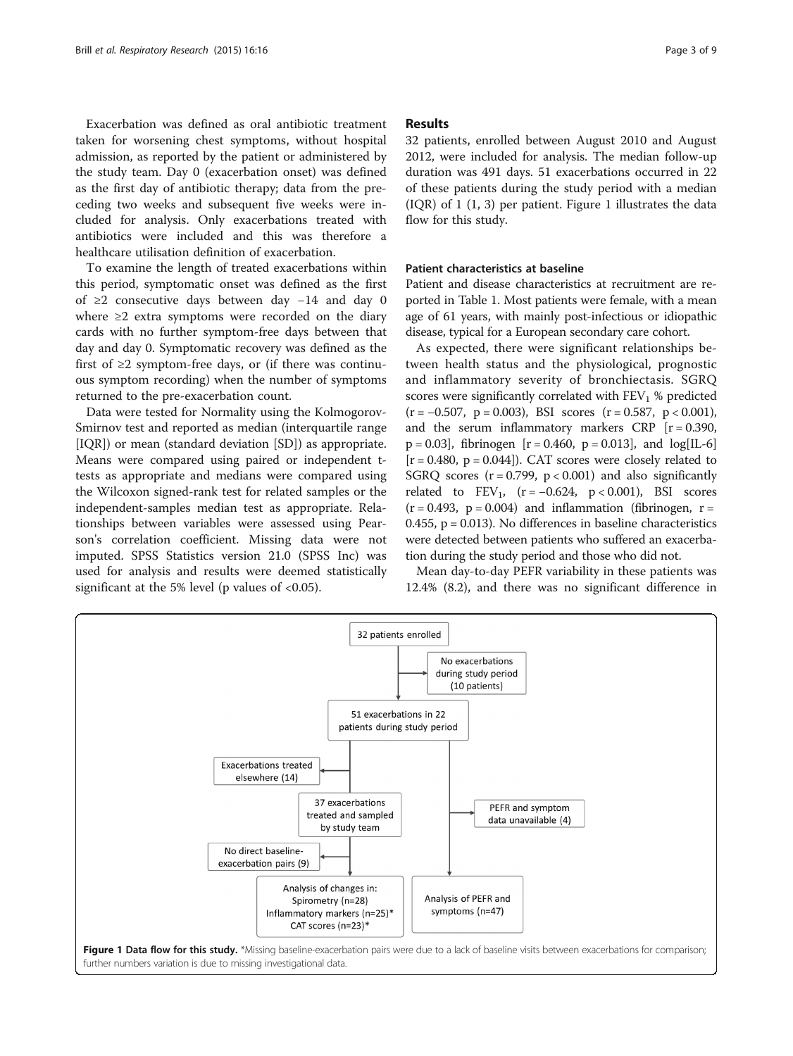Exacerbation was defined as oral antibiotic treatment taken for worsening chest symptoms, without hospital admission, as reported by the patient or administered by the study team. Day 0 (exacerbation onset) was defined as the first day of antibiotic therapy; data from the preceding two weeks and subsequent five weeks were included for analysis. Only exacerbations treated with antibiotics were included and this was therefore a healthcare utilisation definition of exacerbation.

To examine the length of treated exacerbations within this period, symptomatic onset was defined as the first of ≥2 consecutive days between day −14 and day 0 where ≥2 extra symptoms were recorded on the diary cards with no further symptom-free days between that day and day 0. Symptomatic recovery was defined as the first of ≥2 symptom-free days, or (if there was continuous symptom recording) when the number of symptoms returned to the pre-exacerbation count.

Data were tested for Normality using the Kolmogorov-Smirnov test and reported as median (interquartile range [IQR]) or mean (standard deviation [SD]) as appropriate. Means were compared using paired or independent t-tests as appropriate and medians were compared using the Wilcoxon signed-rank test for related samples or the independent-samples median test as appropriate. Relationships between variables were assessed using Pearson's correlation coefficient. Missing data were not imputed. SPSS Statistics version 21.0 (SPSS Inc) was used for analysis and results were deemed statistically significant at the 5% level (p values of <0.05).

## Results

32 patients, enrolled between August 2010 and August 2012, were included for analysis. The median follow-up duration was 491 days. 51 exacerbations occurred in 22 of these patients during the study period with a median (IQR) of 1 (1, 3) per patient. Figure 1 illustrates the data flow for this study.

### Patient characteristics at baseline

Patient and disease characteristics at recruitment are reported in Table 1. Most patients were female, with a mean age of 61 years, with mainly post-infectious or idiopathic disease, typical for a European secondary care cohort.

As expected, there were significant relationships between health status and the physiological, prognostic and inflammatory severity of bronchiectasis. SGRQ scores were significantly correlated with $FEV_1$ % predicted ($r = -0.507$, $p = 0.003$), BSI scores ($r = 0.587$, $p < 0.001$), and the serum inflammatory markers CRP [$r = 0.390$, $p = 0.03$], fibrinogen [$r = 0.460$, $p = 0.013$], and log[IL-6] [$r = 0.480$, $p = 0.044$]). CAT scores were closely related to SGRQ scores ($r = 0.799$, $p < 0.001$) and also significantly related to $FEV_1$, ($r = -0.624$, $p < 0.001$), BSI scores ($r = 0.493$, $p = 0.004$) and inflammation (fibrinogen, $r = 0.455$, $p = 0.013$). No differences in baseline characteristics were detected between patients who suffered an exacerbation during the study period and those who did not.

Mean day-to-day PEFR variability in these patients was 12.4% (8.2), and there was no significant difference in

32 patients enrolled → No exacerbations during study period (10 patients)

51 exacerbations in 22 patients during study period → Exacerbations treated elsewhere (14); PEFR and symptom data unavailable (4)

37 exacerbations treated and sampled by study team → No direct baseline-exacerbation pairs (9)

Analysis of changes in: Spirometry (n=28) Inflammatory markers (n=25)* CAT scores (n=23)*

Analysis of PEFR and symptoms (n=47)

**Figure 1 Data flow for this study.** *Missing baseline-exacerbation pairs were due to a lack of baseline visits between exacerbations for comparison; further numbers variation is due to missing investigational data.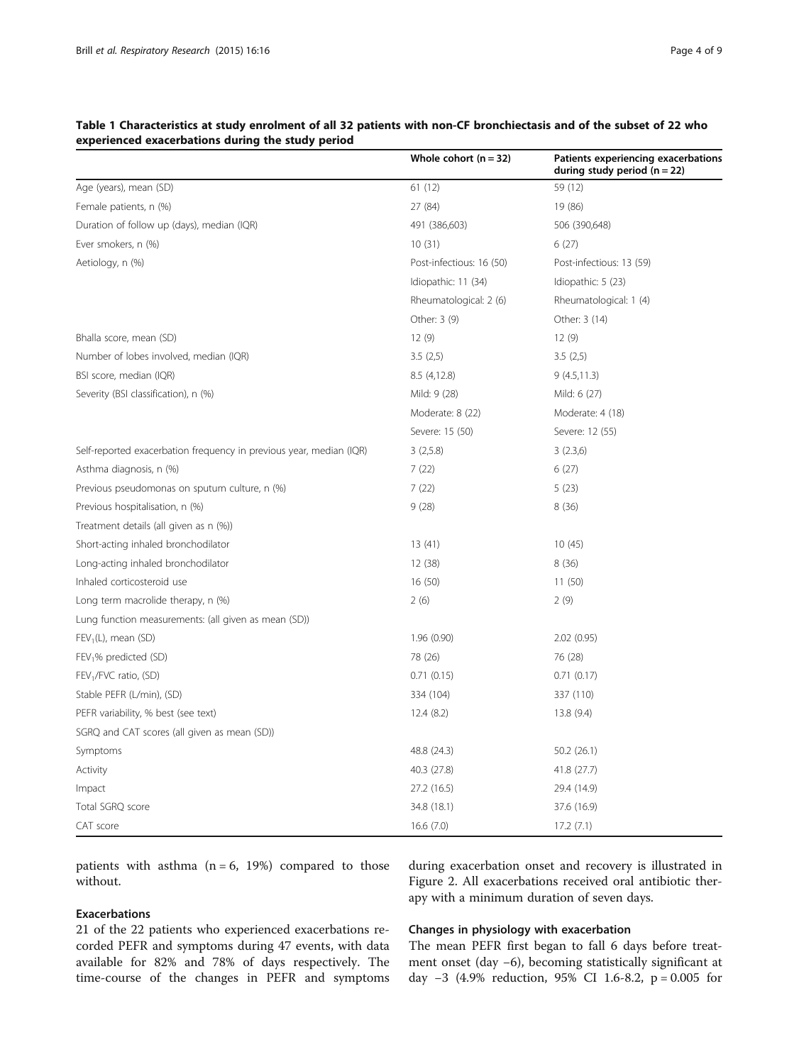**Table 1 Characteristics at study enrolment of all 32 patients with non-CF bronchiectasis and of the subset of 22 who experienced exacerbations during the study period**

| | Whole cohort (n = 32) | Patients experiencing exacerbations during study period (n = 22) |
|---|---|---|
| Age (years), mean (SD) | 61 (12) | 59 (12) |
| Female patients, n (%) | 27 (84) | 19 (86) |
| Duration of follow up (days), median (IQR) | 491 (386,603) | 506 (390,648) |
| Ever smokers, n (%) | 10 (31) | 6 (27) |
| Aetiology, n (%) | Post-infectious: 16 (50) | Post-infectious: 13 (59) |
| | Idiopathic: 11 (34) | Idiopathic: 5 (23) |
| | Rheumatological: 2 (6) | Rheumatological: 1 (4) |
| | Other: 3 (9) | Other: 3 (14) |
| Bhalla score, mean (SD) | 12 (9) | 12 (9) |
| Number of lobes involved, median (IQR) | 3.5 (2,5) | 3.5 (2,5) |
| BSI score, median (IQR) | 8.5 (4,12.8) | 9 (4.5,11.3) |
| Severity (BSI classification), n (%) | Mild: 9 (28) | Mild: 6 (27) |
| | Moderate: 8 (22) | Moderate: 4 (18) |
| | Severe: 15 (50) | Severe: 12 (55) |
| Self-reported exacerbation frequency in previous year, median (IQR) | 3 (2,5.8) | 3 (2.3,6) |
| Asthma diagnosis, n (%) | 7 (22) | 6 (27) |
| Previous pseudomonas on sputum culture, n (%) | 7 (22) | 5 (23) |
| Previous hospitalisation, n (%) | 9 (28) | 8 (36) |
| Treatment details (all given as n (%)) | | |
| Short-acting inhaled bronchodilator | 13 (41) | 10 (45) |
| Long-acting inhaled bronchodilator | 12 (38) | 8 (36) |
| Inhaled corticosteroid use | 16 (50) | 11 (50) |
| Long term macrolide therapy, n (%) | 2 (6) | 2 (9) |
| Lung function measurements: (all given as mean (SD)) | | |
| $FEV_1$(L), mean (SD) | 1.96 (0.90) | 2.02 (0.95) |
| $FEV_1$% predicted (SD) | 78 (26) | 76 (28) |
| $FEV_1$/FVC ratio, (SD) | 0.71 (0.15) | 0.71 (0.17) |
| Stable PEFR (L/min), (SD) | 334 (104) | 337 (110) |
| PEFR variability, % best (see text) | 12.4 (8.2) | 13.8 (9.4) |
| SGRQ and CAT scores (all given as mean (SD)) | | |
| Symptoms | 48.8 (24.3) | 50.2 (26.1) |
| Activity | 40.3 (27.8) | 41.8 (27.7) |
| Impact | 27.2 (16.5) | 29.4 (14.9) |
| Total SGRQ score | 34.8 (18.1) | 37.6 (16.9) |
| CAT score | 16.6 (7.0) | 17.2 (7.1) |

patients with asthma (n = 6, 19%) compared to those without.

### Exacerbations

21 of the 22 patients who experienced exacerbations recorded PEFR and symptoms during 47 events, with data available for 82% and 78% of days respectively. The time-course of the changes in PEFR and symptoms during exacerbation onset and recovery is illustrated in Figure 2. All exacerbations received oral antibiotic therapy with a minimum duration of seven days.

### Changes in physiology with exacerbation

The mean PEFR first began to fall 6 days before treatment onset (day −6), becoming statistically significant at day −3 (4.9% reduction, 95% CI 1.6-8.2, $p = 0.005$ for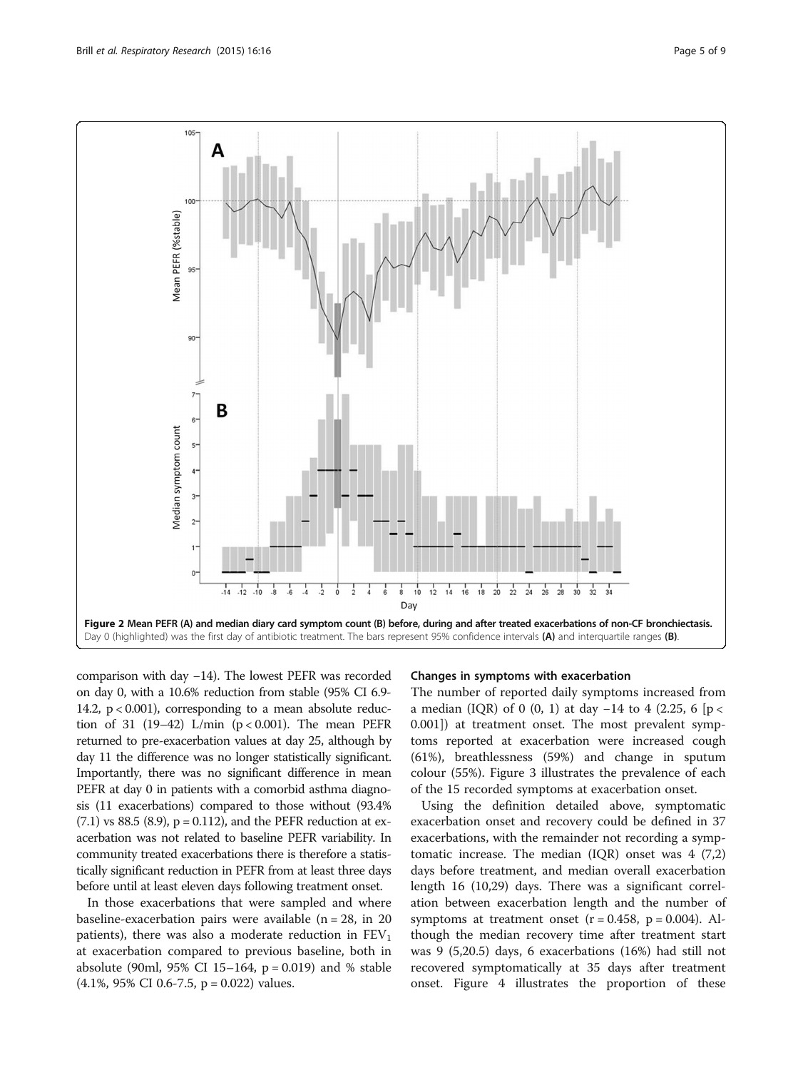**Figure 2 Mean PEFR (A) and median diary card symptom count (B) before, during and after treated exacerbations of non-CF bronchiectasis.** Day 0 (highlighted) was the first day of antibiotic treatment. The bars represent 95% confidence intervals **(A)** and interquartile ranges **(B)**.

comparison with day −14). The lowest PEFR was recorded on day 0, with a 10.6% reduction from stable (95% CI 6.9-14.2, $p < 0.001$), corresponding to a mean absolute reduction of 31 (19–42) L/min ($p < 0.001$). The mean PEFR returned to pre-exacerbation values at day 25, although by day 11 the difference was no longer statistically significant. Importantly, there was no significant difference in mean PEFR at day 0 in patients with a comorbid asthma diagnosis (11 exacerbations) compared to those without (93.4% (7.1) vs 88.5 (8.9), $p = 0.112$), and the PEFR reduction at exacerbation was not related to baseline PEFR variability. In community treated exacerbations there is therefore a statistically significant reduction in PEFR from at least three days before until at least eleven days following treatment onset.

In those exacerbations that were sampled and where baseline-exacerbation pairs were available ($n = 28$, in 20 patients), there was also a moderate reduction in $FEV_1$ at exacerbation compared to previous baseline, both in absolute (90ml, 95% CI 15–164, $p = 0.019$) and % stable (4.1%, 95% CI 0.6-7.5, $p = 0.022$) values.

### Changes in symptoms with exacerbation

The number of reported daily symptoms increased from a median (IQR) of 0 (0, 1) at day −14 to 4 (2.25, 6 [$p < 0.001$]) at treatment onset. The most prevalent symptoms reported at exacerbation were increased cough (61%), breathlessness (59%) and change in sputum colour (55%). Figure 3 illustrates the prevalence of each of the 15 recorded symptoms at exacerbation onset.

Using the definition detailed above, symptomatic exacerbation onset and recovery could be defined in 37 exacerbations, with the remainder not recording a symptomatic increase. The median (IQR) onset was 4 (7,2) days before treatment, and median overall exacerbation length 16 (10,29) days. There was a significant correlation between exacerbation length and the number of symptoms at treatment onset ($r = 0.458$, $p = 0.004$). Although the median recovery time after treatment start was 9 (5,20.5) days, 6 exacerbations (16%) had still not recovered symptomatically at 35 days after treatment onset. Figure 4 illustrates the proportion of these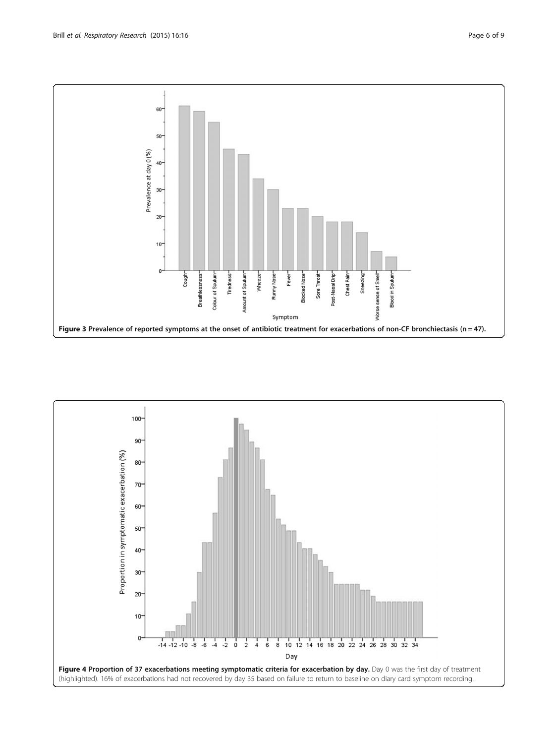**Figure 3 Prevalence of reported symptoms at the onset of antibiotic treatment for exacerbations of non-CF bronchiectasis (n = 47).**

**Figure 4 Proportion of 37 exacerbations meeting symptomatic criteria for exacerbation by day.** Day 0 was the first day of treatment (highlighted). 16% of exacerbations had not recovered by day 35 based on failure to return to baseline on diary card symptom recording.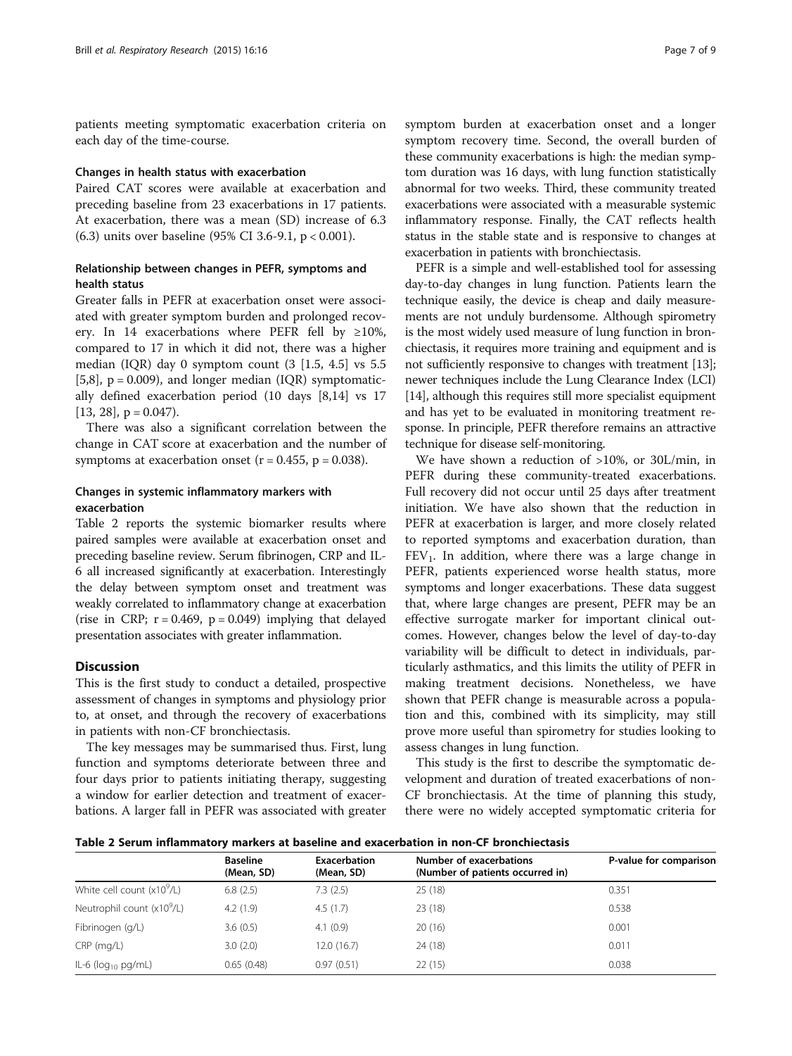patients meeting symptomatic exacerbation criteria on each day of the time-course.

### Changes in health status with exacerbation

Paired CAT scores were available at exacerbation and preceding baseline from 23 exacerbations in 17 patients. At exacerbation, there was a mean (SD) increase of 6.3 (6.3) units over baseline (95% CI 3.6-9.1, $p < 0.001$).

### Relationship between changes in PEFR, symptoms and health status

Greater falls in PEFR at exacerbation onset were associated with greater symptom burden and prolonged recovery. In 14 exacerbations where PEFR fell by ≥10%, compared to 17 in which it did not, there was a higher median (IQR) day 0 symptom count (3 [1.5, 4.5] vs 5.5 [5,8], $p = 0.009$), and longer median (IQR) symptomatically defined exacerbation period (10 days [8,14] vs 17 [13, 28], $p = 0.047$).

There was also a significant correlation between the change in CAT score at exacerbation and the number of symptoms at exacerbation onset ($r = 0.455$, $p = 0.038$).

### Changes in systemic inflammatory markers with exacerbation

Table 2 reports the systemic biomarker results where paired samples were available at exacerbation onset and preceding baseline review. Serum fibrinogen, CRP and IL-6 all increased significantly at exacerbation. Interestingly the delay between symptom onset and treatment was weakly correlated to inflammatory change at exacerbation (rise in CRP; $r = 0.469$, $p = 0.049$) implying that delayed presentation associates with greater inflammation.

## Discussion

This is the first study to conduct a detailed, prospective assessment of changes in symptoms and physiology prior to, at onset, and through the recovery of exacerbations in patients with non-CF bronchiectasis.

The key messages may be summarised thus. First, lung function and symptoms deteriorate between three and four days prior to patients initiating therapy, suggesting a window for earlier detection and treatment of exacerbations. A larger fall in PEFR was associated with greater symptom burden at exacerbation onset and a longer symptom recovery time. Second, the overall burden of these community exacerbations is high: the median symptom duration was 16 days, with lung function statistically abnormal for two weeks. Third, these community treated exacerbations were associated with a measurable systemic inflammatory response. Finally, the CAT reflects health status in the stable state and is responsive to changes at exacerbation in patients with bronchiectasis.

PEFR is a simple and well-established tool for assessing day-to-day changes in lung function. Patients learn the technique easily, the device is cheap and daily measurements are not unduly burdensome. Although spirometry is the most widely used measure of lung function in bronchiectasis, it requires more training and equipment and is not sufficiently responsive to changes with treatment [13]; newer techniques include the Lung Clearance Index (LCI) [14], although this requires still more specialist equipment and has yet to be evaluated in monitoring treatment response. In principle, PEFR therefore remains an attractive technique for disease self-monitoring.

We have shown a reduction of >10%, or 30L/min, in PEFR during these community-treated exacerbations. Full recovery did not occur until 25 days after treatment initiation. We have also shown that the reduction in PEFR at exacerbation is larger, and more closely related to reported symptoms and exacerbation duration, than $FEV_1$. In addition, where there was a large change in PEFR, patients experienced worse health status, more symptoms and longer exacerbations. These data suggest that, where large changes are present, PEFR may be an effective surrogate marker for important clinical outcomes. However, changes below the level of day-to-day variability will be difficult to detect in individuals, particularly asthmatics, and this limits the utility of PEFR in making treatment decisions. Nonetheless, we have shown that PEFR change is measurable across a population and this, combined with its simplicity, may still prove more useful than spirometry for studies looking to assess changes in lung function.

This study is the first to describe the symptomatic development and duration of treated exacerbations of non-CF bronchiectasis. At the time of planning this study, there were no widely accepted symptomatic criteria for

**Table 2 Serum inflammatory markers at baseline and exacerbation in non-CF bronchiectasis**

| | Baseline (Mean, SD) | Exacerbation (Mean, SD) | Number of exacerbations (Number of patients occurred in) | P-value for comparison |
|---|---|---|---|---|
| White cell count ($x10^9$/L) | 6.8 (2.5) | 7.3 (2.5) | 25 (18) | 0.351 |
| Neutrophil count ($x10^9$/L) | 4.2 (1.9) | 4.5 (1.7) | 23 (18) | 0.538 |
| Fibrinogen (g/L) | 3.6 (0.5) | 4.1 (0.9) | 20 (16) | 0.001 |
| CRP (mg/L) | 3.0 (2.0) | 12.0 (16.7) | 24 (18) | 0.011 |
| IL-6 ($log_{10}$ pg/mL) | 0.65 (0.48) | 0.97 (0.51) | 22 (15) | 0.038 |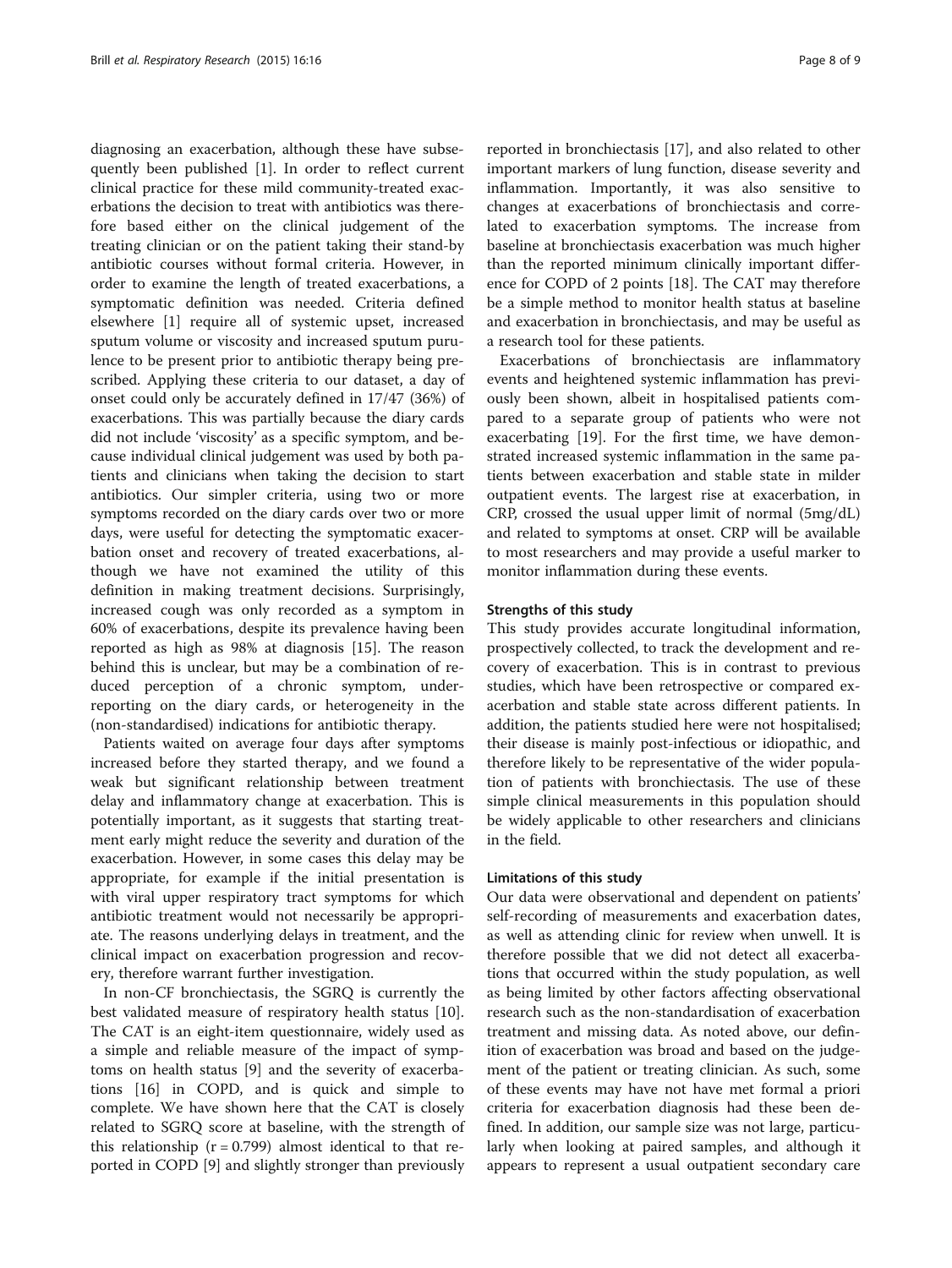diagnosing an exacerbation, although these have subsequently been published [1]. In order to reflect current clinical practice for these mild community-treated exacerbations the decision to treat with antibiotics was therefore based either on the clinical judgement of the treating clinician or on the patient taking their stand-by antibiotic courses without formal criteria. However, in order to examine the length of treated exacerbations, a symptomatic definition was needed. Criteria defined elsewhere [1] require all of systemic upset, increased sputum volume or viscosity and increased sputum purulence to be present prior to antibiotic therapy being prescribed. Applying these criteria to our dataset, a day of onset could only be accurately defined in 17/47 (36%) of exacerbations. This was partially because the diary cards did not include 'viscosity' as a specific symptom, and because individual clinical judgement was used by both patients and clinicians when taking the decision to start antibiotics. Our simpler criteria, using two or more symptoms recorded on the diary cards over two or more days, were useful for detecting the symptomatic exacerbation onset and recovery of treated exacerbations, although we have not examined the utility of this definition in making treatment decisions. Surprisingly, increased cough was only recorded as a symptom in 60% of exacerbations, despite its prevalence having been reported as high as 98% at diagnosis [15]. The reason behind this is unclear, but may be a combination of reduced perception of a chronic symptom, under-reporting on the diary cards, or heterogeneity in the (non-standardised) indications for antibiotic therapy.

Patients waited on average four days after symptoms increased before they started therapy, and we found a weak but significant relationship between treatment delay and inflammatory change at exacerbation. This is potentially important, as it suggests that starting treatment early might reduce the severity and duration of the exacerbation. However, in some cases this delay may be appropriate, for example if the initial presentation is with viral upper respiratory tract symptoms for which antibiotic treatment would not necessarily be appropriate. The reasons underlying delays in treatment, and the clinical impact on exacerbation progression and recovery, therefore warrant further investigation.

In non-CF bronchiectasis, the SGRQ is currently the best validated measure of respiratory health status [10]. The CAT is an eight-item questionnaire, widely used as a simple and reliable measure of the impact of symptoms on health status [9] and the severity of exacerbations [16] in COPD, and is quick and simple to complete. We have shown here that the CAT is closely related to SGRQ score at baseline, with the strength of this relationship ($r = 0.799$) almost identical to that reported in COPD [9] and slightly stronger than previously reported in bronchiectasis [17], and also related to other important markers of lung function, disease severity and inflammation. Importantly, it was also sensitive to changes at exacerbations of bronchiectasis and correlated to exacerbation symptoms. The increase from baseline at bronchiectasis exacerbation was much higher than the reported minimum clinically important difference for COPD of 2 points [18]. The CAT may therefore be a simple method to monitor health status at baseline and exacerbation in bronchiectasis, and may be useful as a research tool for these patients.

Exacerbations of bronchiectasis are inflammatory events and heightened systemic inflammation has previously been shown, albeit in hospitalised patients compared to a separate group of patients who were not exacerbating [19]. For the first time, we have demonstrated increased systemic inflammation in the same patients between exacerbation and stable state in milder outpatient events. The largest rise at exacerbation, in CRP, crossed the usual upper limit of normal (5mg/dL) and related to symptoms at onset. CRP will be available to most researchers and may provide a useful marker to monitor inflammation during these events.

### Strengths of this study

This study provides accurate longitudinal information, prospectively collected, to track the development and recovery of exacerbation. This is in contrast to previous studies, which have been retrospective or compared exacerbation and stable state across different patients. In addition, the patients studied here were not hospitalised; their disease is mainly post-infectious or idiopathic, and therefore likely to be representative of the wider population of patients with bronchiectasis. The use of these simple clinical measurements in this population should be widely applicable to other researchers and clinicians in the field.

### Limitations of this study

Our data were observational and dependent on patients' self-recording of measurements and exacerbation dates, as well as attending clinic for review when unwell. It is therefore possible that we did not detect all exacerbations that occurred within the study population, as well as being limited by other factors affecting observational research such as the non-standardisation of exacerbation treatment and missing data. As noted above, our definition of exacerbation was broad and based on the judgement of the patient or treating clinician. As such, some of these events may have not have met formal a priori criteria for exacerbation diagnosis had these been defined. In addition, our sample size was not large, particularly when looking at paired samples, and although it appears to represent a usual outpatient secondary care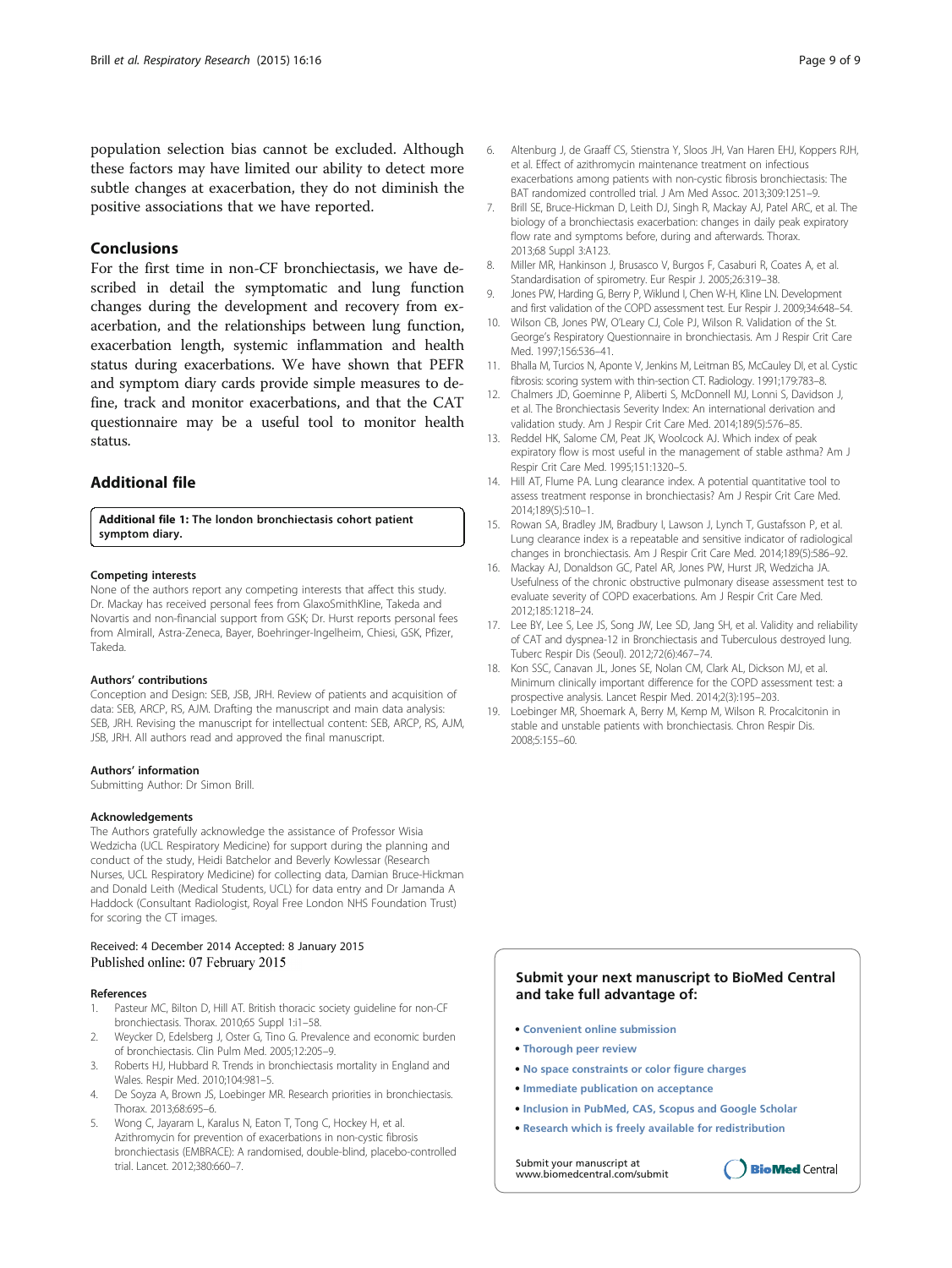population selection bias cannot be excluded. Although these factors may have limited our ability to detect more subtle changes at exacerbation, they do not diminish the positive associations that we have reported.

## Conclusions

For the first time in non-CF bronchiectasis, we have described in detail the symptomatic and lung function changes during the development and recovery from exacerbation, and the relationships between lung function, exacerbation length, systemic inflammation and health status during exacerbations. We have shown that PEFR and symptom diary cards provide simple measures to define, track and monitor exacerbations, and that the CAT questionnaire may be a useful tool to monitor health status.

## Additional file

**Additional file 1: The london bronchiectasis cohort patient symptom diary.**

#### Competing interests

None of the authors report any competing interests that affect this study. Dr. Mackay has received personal fees from GlaxoSmithKline, Takeda and Novartis and non-financial support from GSK; Dr. Hurst reports personal fees from Almirall, Astra-Zeneca, Bayer, Boehringer-Ingelheim, Chiesi, GSK, Pfizer, Takeda.

#### Authors' contributions

Conception and Design: SEB, JSB, JRH. Review of patients and acquisition of data: SEB, ARCP, RS, AJM. Drafting the manuscript and main data analysis: SEB, JRH. Revising the manuscript for intellectual content: SEB, ARCP, RS, AJM, JSB, JRH. All authors read and approved the final manuscript.

#### Authors' information

Submitting Author: Dr Simon Brill.

#### Acknowledgements

The Authors gratefully acknowledge the assistance of Professor Wisia Wedzicha (UCL Respiratory Medicine) for support during the planning and conduct of the study, Heidi Batchelor and Beverly Kowlessar (Research Nurses, UCL Respiratory Medicine) for collecting data, Damian Bruce-Hickman and Donald Leith (Medical Students, UCL) for data entry and Dr Jamanda A Haddock (Consultant Radiologist, Royal Free London NHS Foundation Trust) for scoring the CT images.

Received: 4 December 2014 Accepted: 8 January 2015
Published online: 07 February 2015

#### References

1. Pasteur MC, Bilton D, Hill AT. British thoracic society guideline for non-CF bronchiectasis. Thorax. 2010;65 Suppl 1:i1–58.
2. Weycker D, Edelsberg J, Oster G, Tino G. Prevalence and economic burden of bronchiectasis. Clin Pulm Med. 2005;12:205–9.
3. Roberts HJ, Hubbard R. Trends in bronchiectasis mortality in England and Wales. Respir Med. 2010;104:981–5.
4. De Soyza A, Brown JS, Loebinger MR. Research priorities in bronchiectasis. Thorax. 2013;68:695–6.
5. Wong C, Jayaram L, Karalus N, Eaton T, Tong C, Hockey H, et al. Azithromycin for prevention of exacerbations in non-cystic fibrosis bronchiectasis (EMBRACE): A randomised, double-blind, placebo-controlled trial. Lancet. 2012;380:660–7.
6. Altenburg J, de Graaff CS, Stienstra Y, Sloos JH, Van Haren EHJ, Koppers RJH, et al. Effect of azithromycin maintenance treatment on infectious exacerbations among patients with non-cystic fibrosis bronchiectasis: The BAT randomized controlled trial. J Am Med Assoc. 2013;309:1251–9.
7. Brill SE, Bruce-Hickman D, Leith DJ, Singh R, Mackay AJ, Patel ARC, et al. The biology of a bronchiectasis exacerbation: changes in daily peak expiratory flow rate and symptoms before, during and afterwards. Thorax. 2013;68 Suppl 3:A123.
8. Miller MR, Hankinson J, Brusasco V, Burgos F, Casaburi R, Coates A, et al. Standardisation of spirometry. Eur Respir J. 2005;26:319–38.
9. Jones PW, Harding G, Berry P, Wiklund I, Chen W-H, Kline LN. Development and first validation of the COPD assessment test. Eur Respir J. 2009;34:648–54.
10. Wilson CB, Jones PW, O'Leary CJ, Cole PJ, Wilson R. Validation of the St. George's Respiratory Questionnaire in bronchiectasis. Am J Respir Crit Care Med. 1997;156:536–41.
11. Bhalla M, Turcios N, Aponte V, Jenkins M, Leitman BS, McCauley DI, et al. Cystic fibrosis: scoring system with thin-section CT. Radiology. 1991;179:783–8.
12. Chalmers JD, Goeminne P, Aliberti S, McDonnell MJ, Lonni S, Davidson J, et al. The Bronchiectasis Severity Index: An international derivation and validation study. Am J Respir Crit Care Med. 2014;189(5):576–85.
13. Reddel HK, Salome CM, Peat JK, Woolcock AJ. Which index of peak expiratory flow is most useful in the management of stable asthma? Am J Respir Crit Care Med. 1995;151:1320–5.
14. Hill AT, Flume PA. Lung clearance index. A potential quantitative tool to assess treatment response in bronchiectasis? Am J Respir Crit Care Med. 2014;189(5):510–1.
15. Rowan SA, Bradley JM, Bradbury I, Lawson J, Lynch T, Gustafsson P, et al. Lung clearance index is a repeatable and sensitive indicator of radiological changes in bronchiectasis. Am J Respir Crit Care Med. 2014;189(5):586–92.
16. Mackay AJ, Donaldson GC, Patel AR, Jones PW, Hurst JR, Wedzicha JA. Usefulness of the chronic obstructive pulmonary disease assessment test to evaluate severity of COPD exacerbations. Am J Respir Crit Care Med. 2012;185:1218–24.
17. Lee BY, Lee S, Lee JS, Song JW, Lee SD, Jang SH, et al. Validity and reliability of CAT and dyspnea-12 in Bronchiectasis and Tuberculous destroyed lung. Tuberc Respir Dis (Seoul). 2012;72(6):467–74.
18. Kon SSC, Canavan JL, Jones SE, Nolan CM, Clark AL, Dickson MJ, et al. Minimum clinically important difference for the COPD assessment test: a prospective analysis. Lancet Respir Med. 2014;2(3):195–203.
19. Loebinger MR, Shoemark A, Berry M, Kemp M, Wilson R. Procalcitonin in stable and unstable patients with bronchiectasis. Chron Respir Dis. 2008;5:155–60.

**Submit your next manuscript to BioMed Central and take full advantage of:**

- **Convenient online submission**
- **Thorough peer review**
- **No space constraints or color figure charges**
- **Immediate publication on acceptance**
- **Inclusion in PubMed, CAS, Scopus and Google Scholar**
- **Research which is freely available for redistribution**

Submit your manuscript at
www.biomedcentral.com/submit

BioMed Central